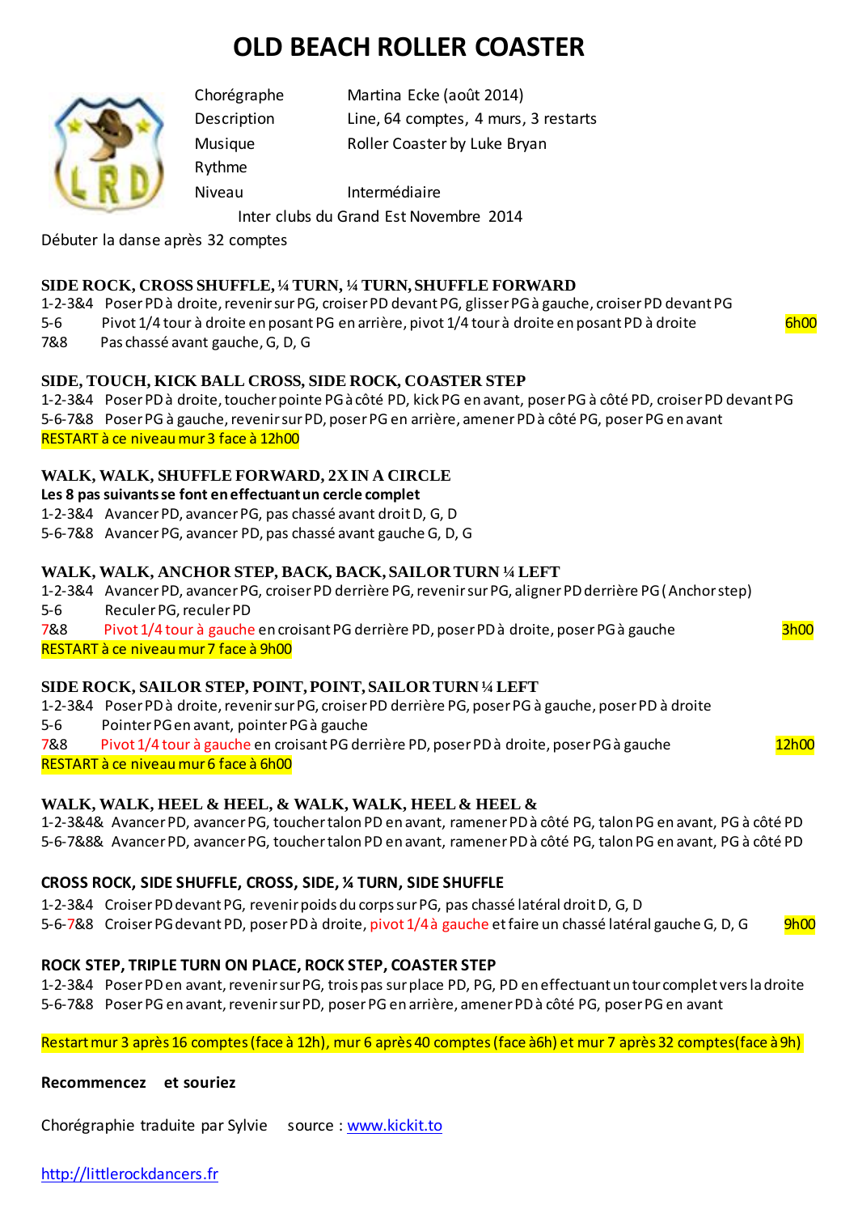# OLD BEACH ROLLER COASTER

| | |
|---|---|
| Chorégraphe | Martina Ecke (août 2014) |
| Description | Line, 64 comptes, 4 murs, 3 restarts |
| Musique | Roller Coaster by Luke Bryan |
| Rythme | |
| Niveau | Intermédiaire |

Inter clubs du Grand Est Novembre 2014

Débuter la danse après 32 comptes

**SIDE ROCK, CROSS SHUFFLE, ¼ TURN, ¼ TURN, SHUFFLE FORWARD**

1-2-3&4 Poser PD à droite, revenir sur PG, croiser PD devant PG, glisser PG à gauche, croiser PD devant PG
5-6 Pivot 1/4 tour à droite en posant PG en arrière, pivot 1/4 tour à droite en posant PD à droite — 6h00
7&8 Pas chassé avant gauche, G, D, G

**SIDE, TOUCH, KICK BALL CROSS, SIDE ROCK, COASTER STEP**

1-2-3&4 Poser PD à droite, toucher pointe PG à côté PD, kick PG en avant, poser PG à côté PD, croiser PD devant PG
5-6-7&8 Poser PG à gauche, revenir sur PD, poser PG en arrière, amener PD à côté PG, poser PG en avant
RESTART à ce niveau mur 3 face à 12h00

**WALK, WALK, SHUFFLE FORWARD, 2X IN A CIRCLE**

**Les 8 pas suivants se font en effectuant un cercle complet**

1-2-3&4 Avancer PD, avancer PG, pas chassé avant droit D, G, D
5-6-7&8 Avancer PG, avancer PD, pas chassé avant gauche G, D, G

**WALK, WALK, ANCHOR STEP, BACK, BACK, SAILOR TURN ¼ LEFT**

1-2-3&4 Avancer PD, avancer PG, croiser PD derrière PG, revenir sur PG, aligner PD derrière PG ( Anchor step)
5-6 Reculer PG, reculer PD
7&8 Pivot 1/4 tour à gauche en croisant PG derrière PD, poser PD à droite, poser PG à gauche — 3h00
RESTART à ce niveau mur 7 face à 9h00

**SIDE ROCK, SAILOR STEP, POINT, POINT, SAILOR TURN ¼ LEFT**

1-2-3&4 Poser PD à droite, revenir sur PG, croiser PD derrière PG, poser PG à gauche, poser PD à droite
5-6 Pointer PG en avant, pointer PG à gauche
7&8 Pivot 1/4 tour à gauche en croisant PG derrière PD, poser PD à droite, poser PG à gauche — 12h00
RESTART à ce niveau mur 6 face à 6h00

**WALK, WALK, HEEL & HEEL, & WALK, WALK, HEEL & HEEL &**

1-2-3&4& Avancer PD, avancer PG, toucher talon PD en avant, ramener PD à côté PG, talon PG en avant, PG à côté PD
5-6-7&8& Avancer PD, avancer PG, toucher talon PD en avant, ramener PD à côté PG, talon PG en avant, PG à côté PD

**CROSS ROCK, SIDE SHUFFLE, CROSS, SIDE, ¼ TURN, SIDE SHUFFLE**

1-2-3&4 Croiser PD devant PG, revenir poids du corps sur PG, pas chassé latéral droit D, G, D
5-6-7&8 Croiser PG devant PD, poser PD à droite, pivot 1/4 à gauche et faire un chassé latéral gauche G, D, G — 9h00

**ROCK STEP, TRIPLE TURN ON PLACE, ROCK STEP, COASTER STEP**

1-2-3&4 Poser PD en avant, revenir sur PG, trois pas sur place PD, PG, PD en effectuant un tour complet vers la droite
5-6-7&8 Poser PG en avant, revenir sur PD, poser PG en arrière, amener PD à côté PG, poser PG en avant

Restart mur 3 après 16 comptes (face à 12h), mur 6 après 40 comptes (face à6h) et mur 7 après 32 comptes(face à 9h)

**Recommencez et souriez**

Chorégraphie traduite par Sylvie source : [www.kickit.to](http://www.kickit.to)

[http://littlerockdancers.fr](http://littlerockdancers.fr)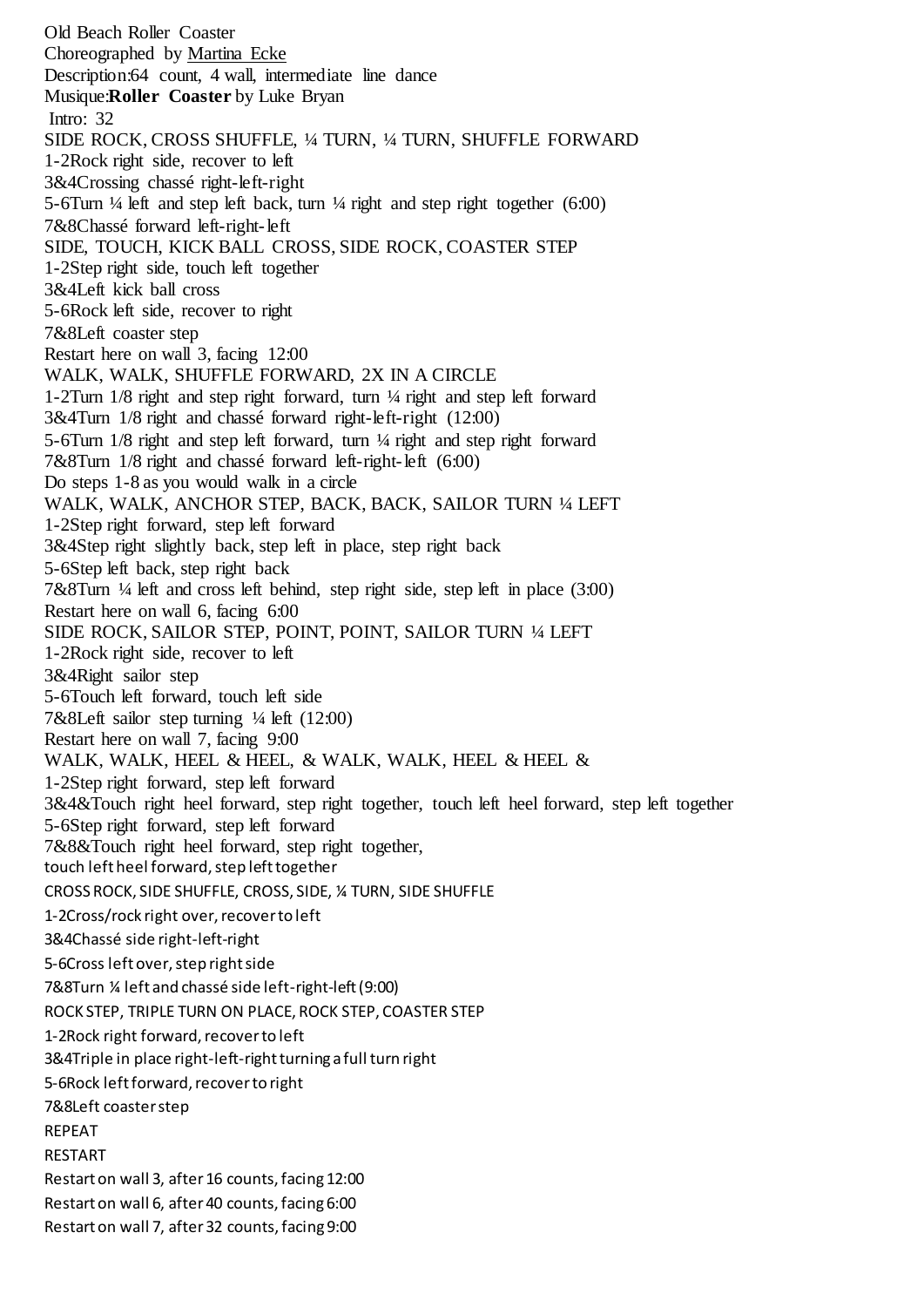Old Beach Roller Coaster

Choreographed by Martina Ecke

Description:64 count, 4 wall, intermediate line dance

Musique:**Roller Coaster** by Luke Bryan

Intro: 32

SIDE ROCK, CROSS SHUFFLE, ¼ TURN, ¼ TURN, SHUFFLE FORWARD

1-2Rock right side, recover to left

3&4Crossing chassé right-left-right

5-6Turn ¼ left and step left back, turn ¼ right and step right together (6:00)

7&8Chassé forward left-right-left

SIDE, TOUCH, KICK BALL CROSS, SIDE ROCK, COASTER STEP

1-2Step right side, touch left together

3&4Left kick ball cross

5-6Rock left side, recover to right

7&8Left coaster step

Restart here on wall 3, facing 12:00

WALK, WALK, SHUFFLE FORWARD, 2X IN A CIRCLE

1-2Turn 1/8 right and step right forward, turn ¼ right and step left forward

3&4Turn 1/8 right and chassé forward right-left-right (12:00)

5-6Turn 1/8 right and step left forward, turn ¼ right and step right forward

7&8Turn 1/8 right and chassé forward left-right-left (6:00)

Do steps 1-8 as you would walk in a circle

WALK, WALK, ANCHOR STEP, BACK, BACK, SAILOR TURN ¼ LEFT

1-2Step right forward, step left forward

3&4Step right slightly back, step left in place, step right back

5-6Step left back, step right back

7&8Turn ¼ left and cross left behind, step right side, step left in place (3:00)

Restart here on wall 6, facing 6:00

SIDE ROCK, SAILOR STEP, POINT, POINT, SAILOR TURN ¼ LEFT

1-2Rock right side, recover to left

3&4Right sailor step

5-6Touch left forward, touch left side

7&8Left sailor step turning ¼ left (12:00)

Restart here on wall 7, facing 9:00

WALK, WALK, HEEL & HEEL, & WALK, WALK, HEEL & HEEL &

1-2Step right forward, step left forward

3&4&Touch right heel forward, step right together, touch left heel forward, step left together

5-6Step right forward, step left forward

7&8&Touch right heel forward, step right together,
touch left heel forward, step left together

CROSS ROCK, SIDE SHUFFLE, CROSS, SIDE, ¼ TURN, SIDE SHUFFLE

1-2Cross/rock right over, recover to left

3&4Chassé side right-left-right

5-6Cross left over, step right side

7&8Turn ¼ left and chassé side left-right-left (9:00)

ROCK STEP, TRIPLE TURN ON PLACE, ROCK STEP, COASTER STEP

1-2Rock right forward, recover to left

3&4Triple in place right-left-right turning a full turn right

5-6Rock left forward, recover to right

7&8Left coaster step

REPEAT

RESTART

Restart on wall 3, after 16 counts, facing 12:00

Restart on wall 6, after 40 counts, facing 6:00

Restart on wall 7, after 32 counts, facing 9:00